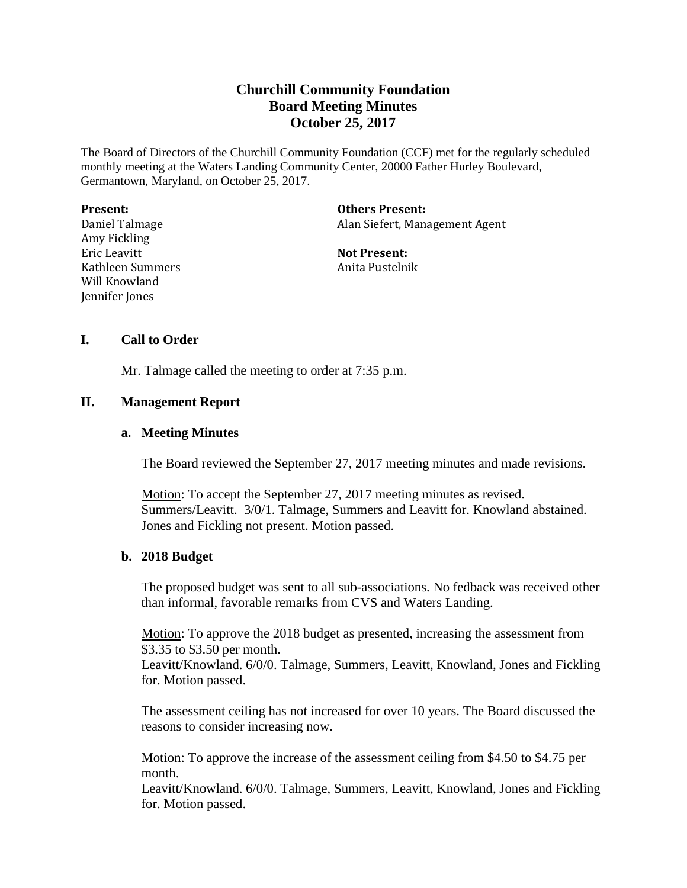# Churchill Community Foundation
# Board Meeting Minutes
# October 25, 2017

The Board of Directors of the Churchill Community Foundation (CCF) met for the regularly scheduled monthly meeting at the Waters Landing Community Center, 20000 Father Hurley Boulevard, Germantown, Maryland, on October 25, 2017.

**Present:**
Daniel Talmage
Amy Fickling
Eric Leavitt
Kathleen Summers
Will Knowland
Jennifer Jones

**Others Present:**
Alan Siefert, Management Agent

**Not Present:**
Anita Pustelnik

## I. Call to Order

Mr. Talmage called the meeting to order at 7:35 p.m.

## II. Management Report

### a. Meeting Minutes

The Board reviewed the September 27, 2017 meeting minutes and made revisions.

Motion: To accept the September 27, 2017 meeting minutes as revised. Summers/Leavitt. 3/0/1. Talmage, Summers and Leavitt for. Knowland abstained. Jones and Fickling not present. Motion passed.

### b. 2018 Budget

The proposed budget was sent to all sub-associations. No fedback was received other than informal, favorable remarks from CVS and Waters Landing.

Motion: To approve the 2018 budget as presented, increasing the assessment from $3.35 to $3.50 per month.
Leavitt/Knowland. 6/0/0. Talmage, Summers, Leavitt, Knowland, Jones and Fickling for. Motion passed.

The assessment ceiling has not increased for over 10 years. The Board discussed the reasons to consider increasing now.

Motion: To approve the increase of the assessment ceiling from $4.50 to $4.75 per month.
Leavitt/Knowland. 6/0/0. Talmage, Summers, Leavitt, Knowland, Jones and Fickling for. Motion passed.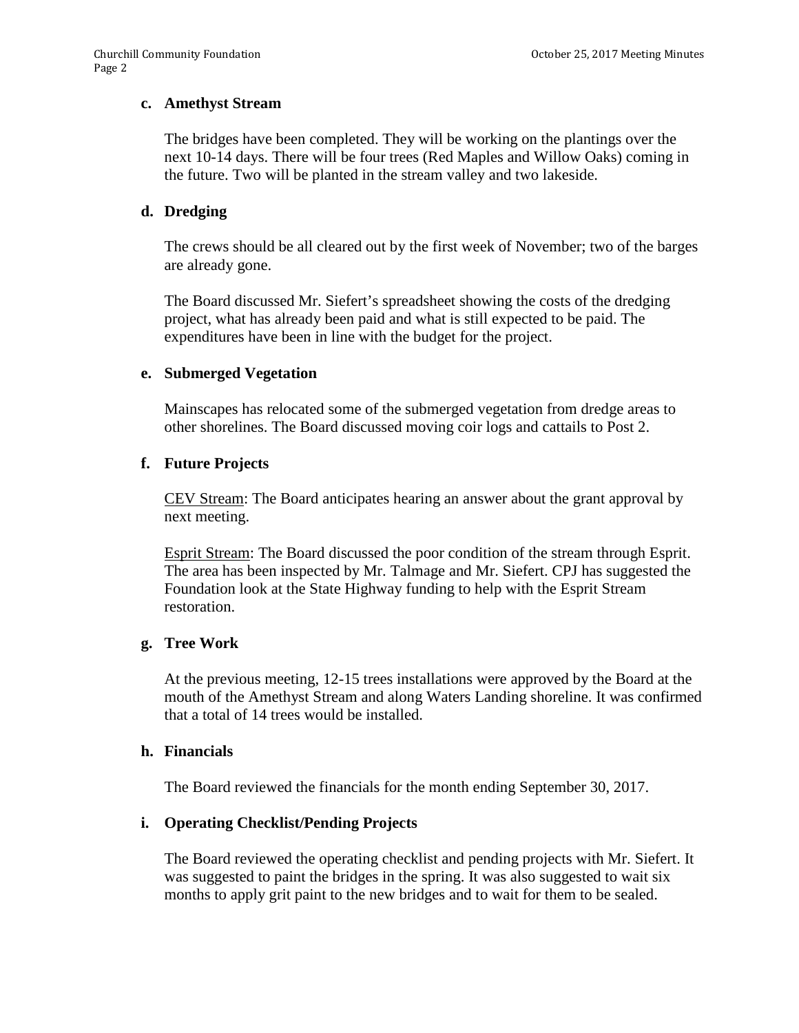**c. Amethyst Stream**

The bridges have been completed. They will be working on the plantings over the next 10-14 days. There will be four trees (Red Maples and Willow Oaks) coming in the future. Two will be planted in the stream valley and two lakeside.

**d. Dredging**

The crews should be all cleared out by the first week of November; two of the barges are already gone.

The Board discussed Mr. Siefert's spreadsheet showing the costs of the dredging project, what has already been paid and what is still expected to be paid. The expenditures have been in line with the budget for the project.

**e. Submerged Vegetation**

Mainscapes has relocated some of the submerged vegetation from dredge areas to other shorelines. The Board discussed moving coir logs and cattails to Post 2.

**f. Future Projects**

<u>CEV Stream</u>: The Board anticipates hearing an answer about the grant approval by next meeting.

<u>Esprit Stream</u>: The Board discussed the poor condition of the stream through Esprit. The area has been inspected by Mr. Talmage and Mr. Siefert. CPJ has suggested the Foundation look at the State Highway funding to help with the Esprit Stream restoration.

**g. Tree Work**

At the previous meeting, 12-15 trees installations were approved by the Board at the mouth of the Amethyst Stream and along Waters Landing shoreline. It was confirmed that a total of 14 trees would be installed.

**h. Financials**

The Board reviewed the financials for the month ending September 30, 2017.

**i. Operating Checklist/Pending Projects**

The Board reviewed the operating checklist and pending projects with Mr. Siefert. It was suggested to paint the bridges in the spring. It was also suggested to wait six months to apply grit paint to the new bridges and to wait for them to be sealed.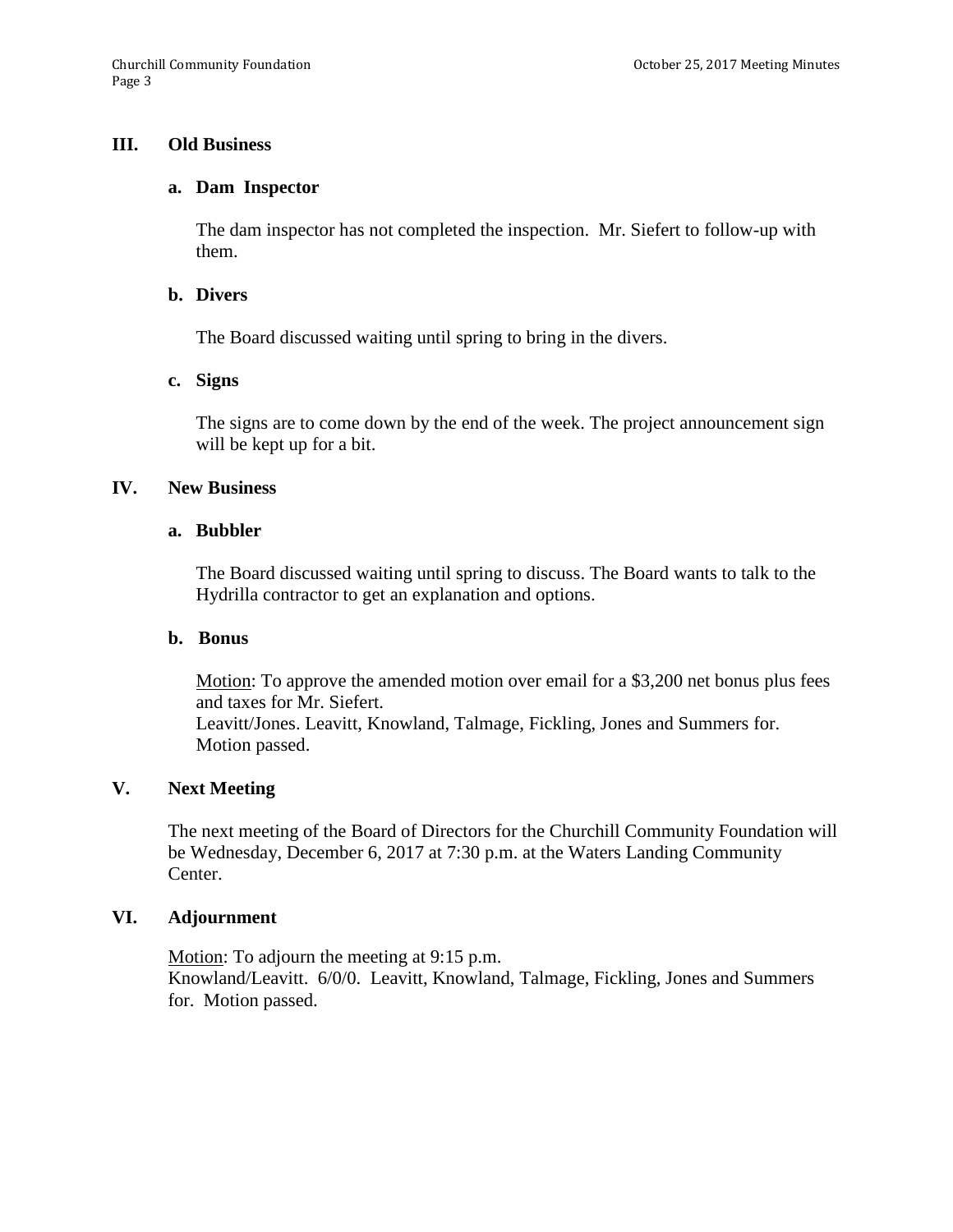## III. Old Business

### a. Dam Inspector

The dam inspector has not completed the inspection. Mr. Siefert to follow-up with them.

### b. Divers

The Board discussed waiting until spring to bring in the divers.

### c. Signs

The signs are to come down by the end of the week. The project announcement sign will be kept up for a bit.

## IV. New Business

### a. Bubbler

The Board discussed waiting until spring to discuss. The Board wants to talk to the Hydrilla contractor to get an explanation and options.

### b. Bonus

<u>Motion</u>: To approve the amended motion over email for a $3,200 net bonus plus fees and taxes for Mr. Siefert.
Leavitt/Jones. Leavitt, Knowland, Talmage, Fickling, Jones and Summers for.
Motion passed.

## V. Next Meeting

The next meeting of the Board of Directors for the Churchill Community Foundation will be Wednesday, December 6, 2017 at 7:30 p.m. at the Waters Landing Community Center.

## VI. Adjournment

<u>Motion</u>: To adjourn the meeting at 9:15 p.m.
Knowland/Leavitt. 6/0/0. Leavitt, Knowland, Talmage, Fickling, Jones and Summers for. Motion passed.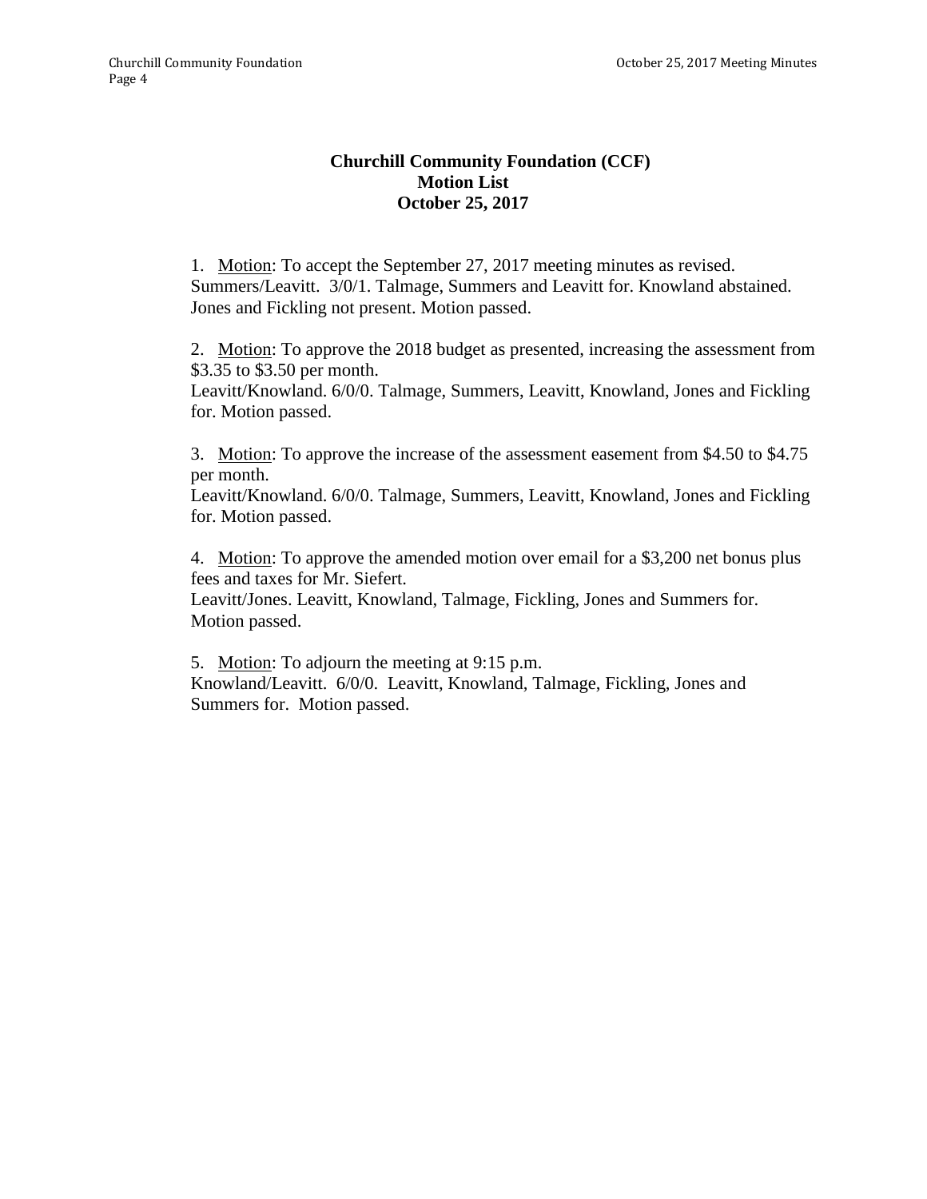**Churchill Community Foundation (CCF)**
**Motion List**
**October 25, 2017**

1. Motion: To accept the September 27, 2017 meeting minutes as revised.
Summers/Leavitt. 3/0/1. Talmage, Summers and Leavitt for. Knowland abstained. Jones and Fickling not present. Motion passed.

2. Motion: To approve the 2018 budget as presented, increasing the assessment from $3.35 to $3.50 per month.
Leavitt/Knowland. 6/0/0. Talmage, Summers, Leavitt, Knowland, Jones and Fickling for. Motion passed.

3. Motion: To approve the increase of the assessment easement from $4.50 to $4.75 per month.
Leavitt/Knowland. 6/0/0. Talmage, Summers, Leavitt, Knowland, Jones and Fickling for. Motion passed.

4. Motion: To approve the amended motion over email for a $3,200 net bonus plus fees and taxes for Mr. Siefert.
Leavitt/Jones. Leavitt, Knowland, Talmage, Fickling, Jones and Summers for. Motion passed.

5. Motion: To adjourn the meeting at 9:15 p.m.
Knowland/Leavitt. 6/0/0. Leavitt, Knowland, Talmage, Fickling, Jones and Summers for. Motion passed.